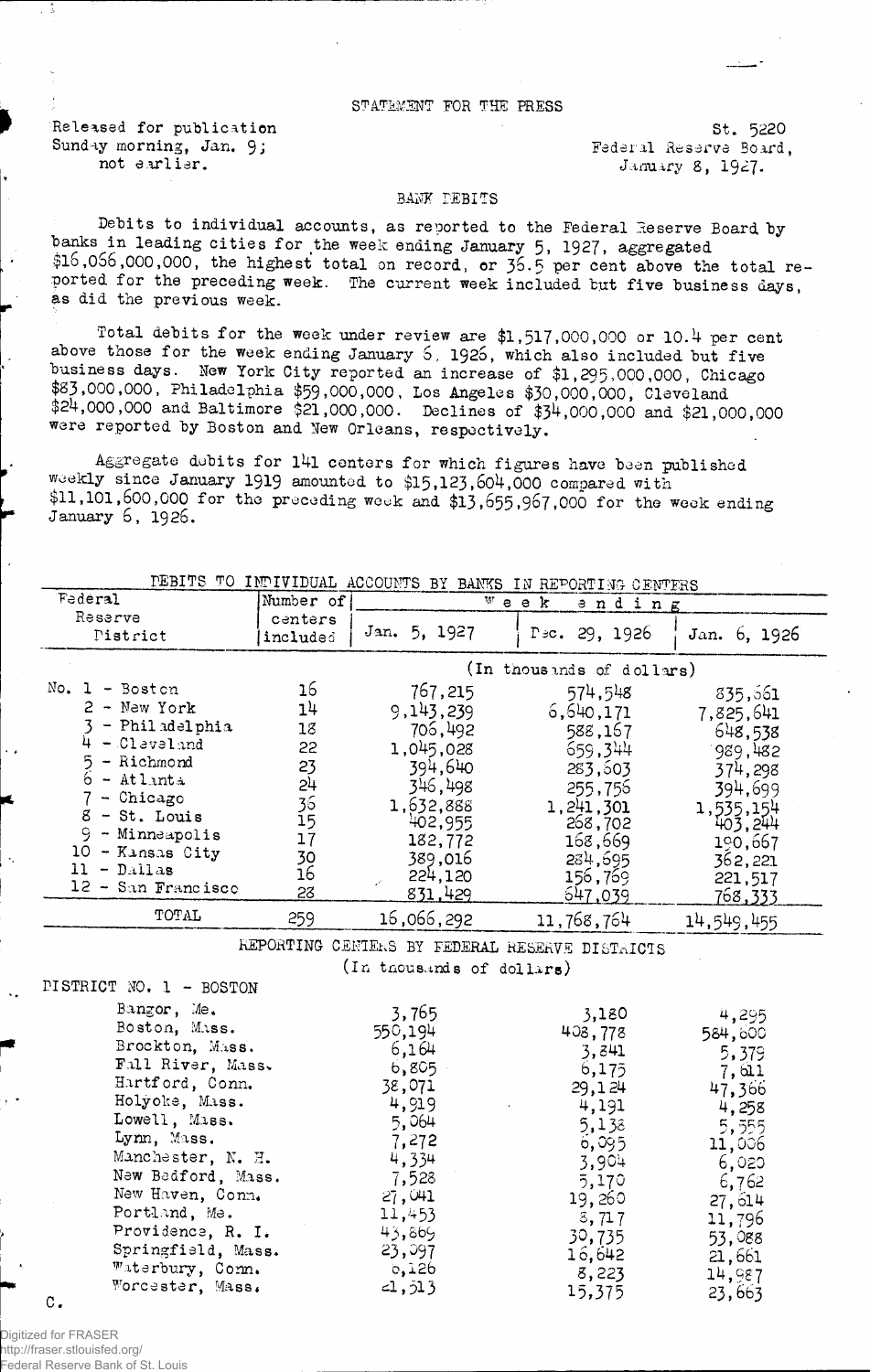STATEMENT FOR THE PRESS

Released for publication Sunday morning, Jan. 9; not earlier.

St. 5220
Federal Reserve Board,
January 8, 1927.

## BANK DEBITS

Debits to individual accounts, as reported to the Federal Reserve Board by banks in leading cities for the week ending January 5, 1927, aggregated $16,066,000,000, the highest total on record, or 36.5 per cent above the total reported for the preceding week. The current week included but five business days, as did the previous week.

Total debits for the week under review are $1,517,000,000 or 10.4 per cent above those for the week ending January 6, 1926, which also included but five business days. New York City reported an increase of $1,295,000,000, Chicago $83,000,000, Philadelphia $59,000,000, Los Angeles $30,000,000, Cleveland $24,000,000 and Baltimore $21,000,000. Declines of $34,000,000 and $21,000,000 were reported by Boston and New Orleans, respectively.

Aggregate debits for 141 centers for which figures have been published weekly since January 1919 amounted to $15,123,604,000 compared with $11,101,600,000 for the preceding week and $13,655,967,000 for the week ending January 6, 1926.

DEBITS TO INDIVIDUAL ACCOUNTS BY BANKS IN REPORTING CENTERS

| Federal Reserve District | Number of centers included | Week ending Jan. 5, 1927 | Week ending Dec. 29, 1926 | Week ending Jan. 6, 1926 |
|---|---|---|---|---|
| | | (In thousands of dollars) | | |
| No. 1 - Boston | 16 | 767,215 | 574,548 | 835,561 |
| 2 - New York | 14 | 9,143,239 | 6,640,171 | 7,825,641 |
| 3 - Philadelphia | 18 | 706,492 | 588,167 | 648,538 |
| 4 - Cleveland | 22 | 1,045,028 | 659,344 | 989,482 |
| 5 - Richmond | 23 | 394,640 | 283,603 | 374,298 |
| 6 - Atlanta | 24 | 346,498 | 255,756 | 394,699 |
| 7 - Chicago | 36 | 1,632,888 | 1,241,301 | 1,535,154 |
| 8 - St. Louis | 15 | 402,955 | 268,702 | 403,244 |
| 9 - Minneapolis | 17 | 182,772 | 168,669 | 190,667 |
| 10 - Kansas City | 30 | 389,016 | 284,695 | 362,221 |
| 11 - Dallas | 16 | 224,120 | 156,769 | 221,517 |
| 12 - San Francisco | 28 | 831,429 | 647,039 | 768,333 |
| TOTAL | 259 | 16,066,292 | 11,768,764 | 14,549,455 |

REPORTING CENTERS BY FEDERAL RESERVE DISTRICTS
(In thousands of dollars)

| DISTRICT NO. 1 - BOSTON | Jan. 5, 1927 | Dec. 29, 1926 | Jan. 6, 1926 |
|---|---|---|---|
| Bangor, Me. | 3,765 | 3,180 | 4,295 |
| Boston, Mass. | 550,194 | 408,778 | 584,600 |
| Brockton, Mass. | 6,164 | 3,841 | 5,379 |
| Fall River, Mass. | 6,805 | 6,175 | 7,611 |
| Hartford, Conn. | 38,071 | 29,124 | 47,366 |
| Holyoke, Mass. | 4,919 | 4,191 | 4,258 |
| Lowell, Mass. | 5,064 | 5,138 | 5,555 |
| Lynn, Mass. | 7,272 | 6,095 | 11,006 |
| Manchester, N. H. | 4,334 | 3,904 | 6,020 |
| New Bedford, Mass. | 7,528 | 5,170 | 6,762 |
| New Haven, Conn. | 27,041 | 19,260 | 27,614 |
| Portland, Me. | 11,453 | 8,717 | 11,796 |
| Providence, R. I. | 43,869 | 30,735 | 53,088 |
| Springfield, Mass. | 23,097 | 16,642 | 21,661 |
| Waterbury, Conn. | 6,126 | 8,223 | 14,987 |
| Worcester, Mass. | 21,513 | 15,375 | 23,663 |

C.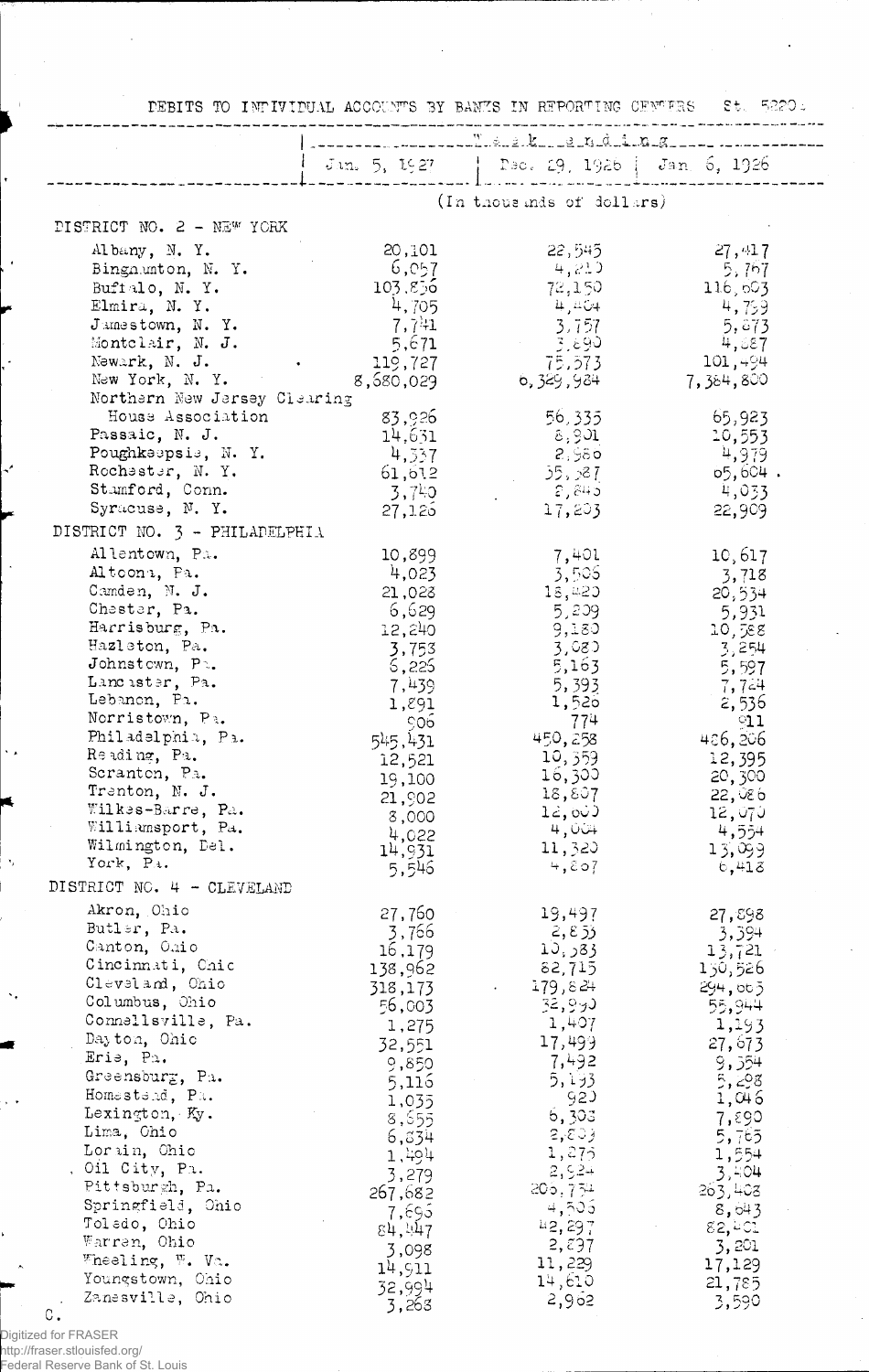DEBITS TO INDIVIDUAL ACCOUNTS BY BANKS IN REPORTING CENTERS St. 5220a

| | Week ending | | |
|---|---|---|---|
| | Jan. 5, 1927 | Dec. 29, 1926 | Jan. 6, 1926 |
| | (In thousands of dollars) | | |
| **DISTRICT NO. 2 - NEW YORK** | | | |
| Albany, N. Y. | 20,101 | 22,545 | 27,417 |
| Binghamton, N. Y. | 6,057 | 4,210 | 5,767 |
| Buffalo, N. Y. | 103,856 | 72,150 | 116,603 |
| Elmira, N. Y. | 4,705 | 4,404 | 4,759 |
| Jamestown, N. Y. | 7,741 | 3,757 | 5,873 |
| Montclair, N. J. | 5,671 | 3,890 | 4,587 |
| Newark, N. J. | 119,727 | 75,573 | 101,494 |
| New York, N. Y. | 8,680,029 | 6,329,984 | 7,384,800 |
| Northern New Jersey Clearing House Association | 83,926 | 56,335 | 65,923 |
| Passaic, N. J. | 14,631 | 8,901 | 10,553 |
| Poughkeepsie, N. Y. | 4,537 | 2,980 | 4,979 |
| Rochester, N. Y. | 61,612 | 35,387 | 65,604 |
| Stamford, Conn. | 3,740 | 2,845 | 4,033 |
| Syracuse, N. Y. | 27,126 | 17,203 | 22,909 |
| **DISTRICT NO. 3 - PHILADELPHIA** | | | |
| Allentown, Pa. | 10,899 | 7,401 | 10,617 |
| Altoona, Pa. | 4,023 | 3,506 | 3,718 |
| Camden, N. J. | 21,028 | 18,420 | 20,534 |
| Chester, Pa. | 6,629 | 5,209 | 5,931 |
| Harrisburg, Pa. | 12,240 | 9,180 | 10,588 |
| Hazleton, Pa. | 3,753 | 3,080 | 3,254 |
| Johnstown, Pa. | 6,225 | 5,163 | 5,597 |
| Lancaster, Pa. | 7,439 | 5,393 | 7,724 |
| Lebanon, Pa. | 1,891 | 1,526 | 2,536 |
| Norristown, Pa. | 906 | 774 | 911 |
| Philadelphia, Pa. | 545,431 | 450,258 | 486,206 |
| Reading, Pa. | 12,521 | 10,359 | 12,395 |
| Scranton, Pa. | 19,100 | 16,300 | 20,300 |
| Trenton, N. J. | 21,902 | 18,807 | 22,086 |
| Wilkes-Barre, Pa. | 8,000 | 12,000 | 12,070 |
| Williamsport, Pa. | 4,022 | 4,004 | 4,554 |
| Wilmington, Del. | 14,931 | 11,320 | 13,099 |
| York, Pa. | 5,546 | 4,807 | 6,418 |
| **DISTRICT NO. 4 - CLEVELAND** | | | |
| Akron, Ohio | 27,760 | 19,497 | 27,898 |
| Butler, Pa. | 3,766 | 2,855 | 3,394 |
| Canton, Ohio | 16,179 | 10,383 | 13,721 |
| Cincinnati, Ohio | 138,962 | 82,715 | 130,526 |
| Cleveland, Ohio | 318,173 | 179,824 | 294,063 |
| Columbus, Ohio | 56,003 | 32,990 | 55,944 |
| Connellsville, Pa. | 1,275 | 1,407 | 1,193 |
| Dayton, Ohio | 32,551 | 17,499 | 27,673 |
| Erie, Pa. | 9,850 | 7,492 | 9,354 |
| Greensburg, Pa. | 5,116 | 5,193 | 5,298 |
| Homestead, Pa. | 1,035 | 920 | 1,046 |
| Lexington, Ky. | 8,555 | 6,308 | 7,890 |
| Lima, Ohio | 6,834 | 2,803 | 5,765 |
| Lorain, Ohio | 1,494 | 1,276 | 1,554 |
| Oil City, Pa. | 3,279 | 2,924 | 3,404 |
| Pittsburgh, Pa. | 267,682 | 205,734 | 263,408 |
| Springfield, Ohio | 7,695 | 4,506 | 8,043 |
| Toledo, Ohio | 84,447 | 42,297 | 82,401 |
| Warren, Ohio | 3,098 | 2,897 | 3,201 |
| Wheeling, W. Va. | 14,911 | 11,229 | 17,129 |
| Youngstown, Ohio | 32,994 | 14,610 | 21,785 |
| Zanesville, Ohio | 3,268 | 2,962 | 3,590 |

C.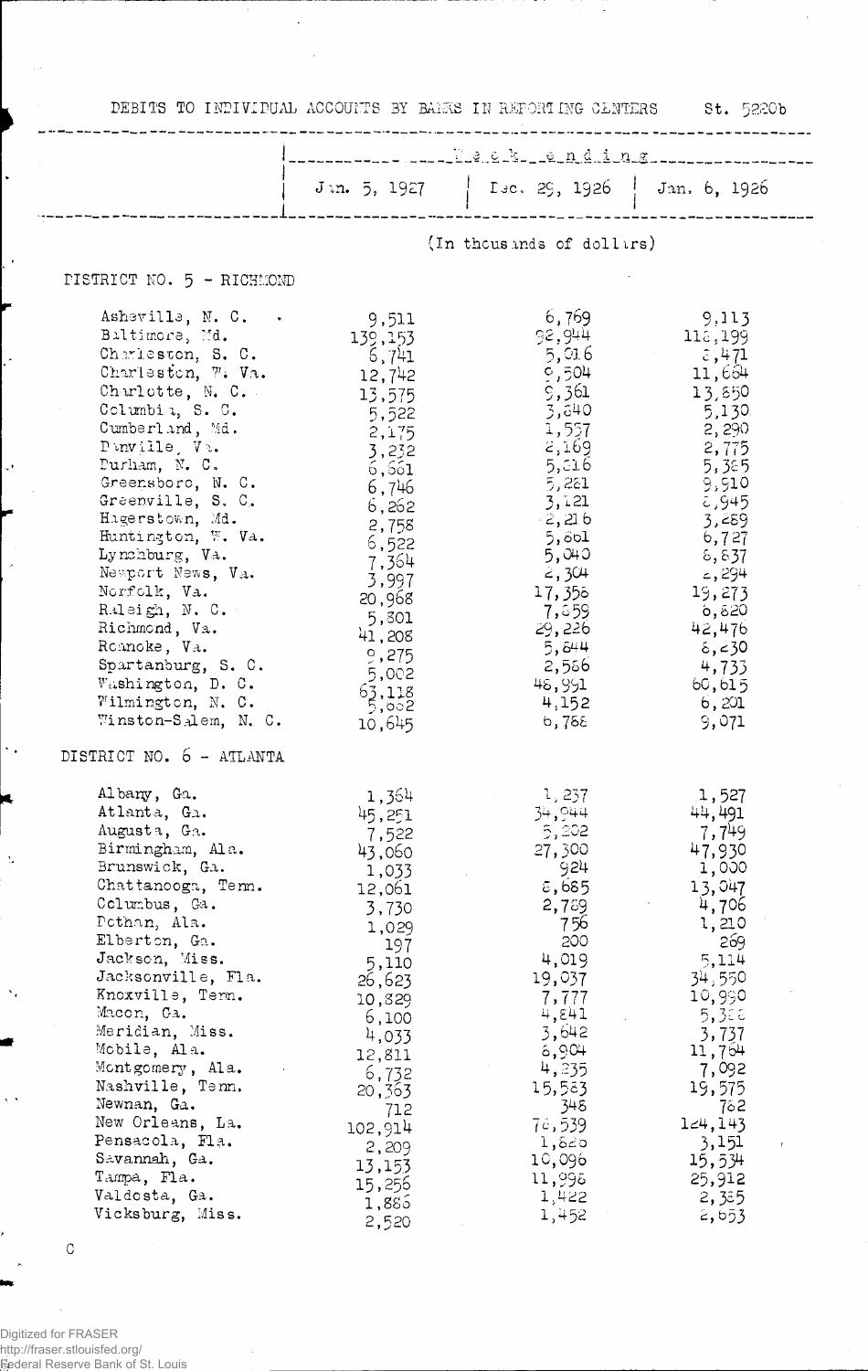# DEBITS TO INDIVIDUAL ACCOUNTS BY BANKS IN REPORTING CENTERS

St. 5220b

| | Week ending | | |
|---|---|---|---|
| | Jan. 5, 1927 | Dec. 29, 1926 | Jan. 6, 1926 |
| | (In thousands of dollars) | | |
| **DISTRICT NO. 5 - RICHMOND** | | | |
| Asheville, N. C. | 9,511 | 6,769 | 9,113 |
| Baltimore, Md. | 139,153 | 92,944 | 118,199 |
| Charleston, S. C. | 6,741 | 5,016 | 8,471 |
| Charleston, W. Va. | 12,742 | 9,504 | 11,664 |
| Charlotte, N. C. | 13,575 | 9,361 | 13,850 |
| Columbia, S. C. | 5,522 | 3,840 | 5,130 |
| Cumberland, Md. | 2,175 | 1,557 | 2,290 |
| Danville, Va. | 3,232 | 2,169 | 2,775 |
| Durham, N. C. | 6,661 | 5,016 | 5,385 |
| Greensboro, N. C. | 6,746 | 5,281 | 9,910 |
| Greenville, S. C. | 6,262 | 3,121 | 8,945 |
| Hagerstown, Md. | 2,758 | 2,216 | 3,289 |
| Huntington, W. Va. | 6,522 | 5,801 | 6,727 |
| Lynchburg, Va. | 7,364 | 5,040 | 8,837 |
| Newport News, Va. | 3,997 | 2,304 | 2,294 |
| Norfolk, Va. | 20,968 | 17,358 | 19,273 |
| Raleigh, N. C. | 5,801 | 7,859 | 6,820 |
| Richmond, Va. | 41,208 | 29,226 | 42,476 |
| Roanoke, Va. | 9,275 | 5,844 | 8,230 |
| Spartanburg, S. C. | 5,002 | 2,586 | 4,733 |
| Washington, D. C. | 63,118 | 48,991 | 60,615 |
| Wilmington, N. C. | 5,662 | 4,152 | 6,201 |
| Winston-Salem, N. C. | 10,645 | 6,788 | 9,071 |
| **DISTRICT NO. 6 - ATLANTA** | | | |
| Albany, Ga. | 1,364 | 1,237 | 1,527 |
| Atlanta, Ga. | 45,251 | 34,944 | 44,491 |
| Augusta, Ga. | 7,522 | 5,802 | 7,749 |
| Birmingham, Ala. | 43,060 | 27,300 | 47,930 |
| Brunswick, Ga. | 1,033 | 924 | 1,000 |
| Chattanooga, Tenn. | 12,061 | 8,685 | 13,047 |
| Columbus, Ga. | 3,730 | 2,789 | 4,706 |
| Dothan, Ala. | 1,029 | 756 | 1,210 |
| Elberton, Ga. | 197 | 200 | 269 |
| Jackson, Miss. | 5,110 | 4,019 | 5,114 |
| Jacksonville, Fla. | 26,623 | 19,037 | 34,550 |
| Knoxville, Tenn. | 10,829 | 7,777 | 10,990 |
| Macon, Ga. | 6,100 | 4,841 | 5,388 |
| Meridian, Miss. | 4,033 | 3,642 | 3,737 |
| Mobile, Ala. | 12,811 | 8,904 | 11,764 |
| Montgomery, Ala. | 6,732 | 4,235 | 7,092 |
| Nashville, Tenn. | 20,363 | 15,583 | 19,575 |
| Newnan, Ga. | 712 | 348 | 762 |
| New Orleans, La. | 102,914 | 78,539 | 124,143 |
| Pensacola, Fla. | 2,209 | 1,820 | 3,151 |
| Savannah, Ga. | 13,153 | 10,096 | 15,534 |
| Tampa, Fla. | 15,256 | 11,998 | 25,912 |
| Valdosta, Ga. | 1,886 | 1,422 | 2,385 |
| Vicksburg, Miss. | 2,520 | 1,452 | 2,653 |

C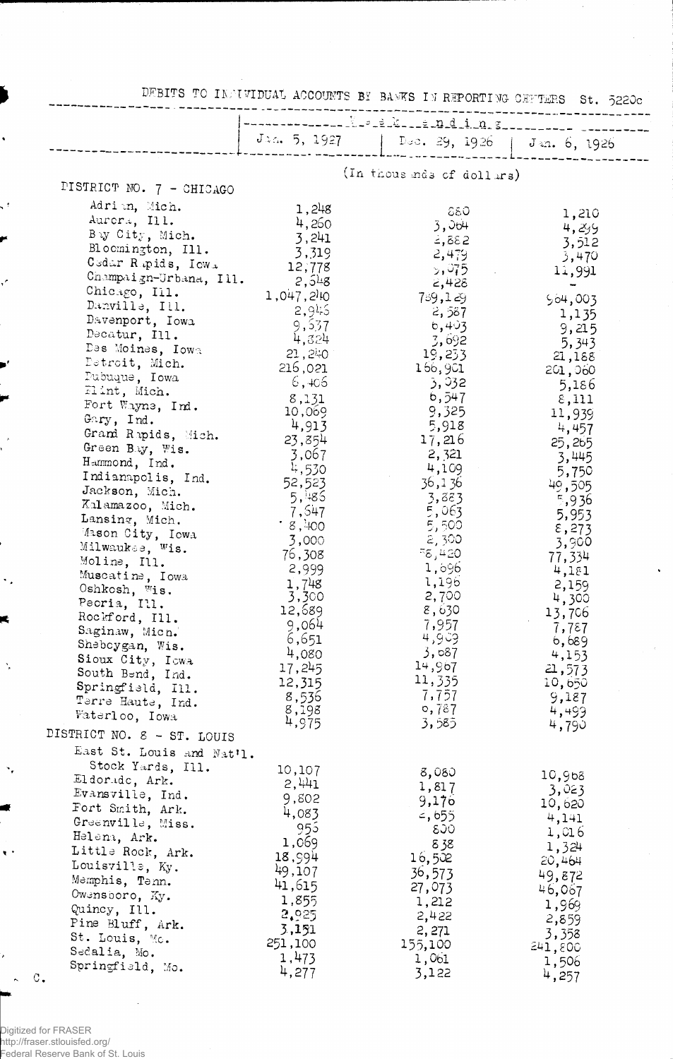DEBITS TO INDIVIDUAL ACCOUNTS BY BANKS IN REPORTING CENTERS St. 5220c

| | Week Ending | | |
|---|---|---|---|
| | Jan. 5, 1927 | Dec. 29, 1926 | Jan. 6, 1926 |
| | (In thousands of dollars) | | |
| **DISTRICT NO. 7 - CHICAGO** | | | |
| Adrian, Mich. | 1,248 | 880 | 1,210 |
| Aurora, Ill. | 4,260 | 3,064 | 4,299 |
| Bay City, Mich. | 3,241 | 2,882 | 3,512 |
| Bloomington, Ill. | 3,319 | 2,479 | 3,470 |
| Cedar Rapids, Iowa | 12,778 | 9,075 | 11,991 |
| Champaign-Urbana, Ill. | 2,548 | 2,428 | - |
| Chicago, Ill. | 1,047,240 | 789,129 | 964,003 |
| Danville, Ill. | 2,945 | 2,587 | 1,135 |
| Davenport, Iowa | 9,537 | 6,403 | 9,215 |
| Decatur, Ill. | 4,824 | 3,692 | 5,343 |
| Des Moines, Iowa | 21,240 | 19,253 | 21,188 |
| Detroit, Mich. | 216,021 | 166,901 | 201,060 |
| Dubuque, Iowa | 6,406 | 3,032 | 5,186 |
| Flint, Mich. | 8,131 | 6,547 | 8,111 |
| Fort Wayne, Ind. | 10,069 | 9,325 | 11,939 |
| Gary, Ind. | 4,913 | 5,918 | 4,457 |
| Grand Rapids, Mich. | 23,854 | 17,216 | 25,265 |
| Green Bay, Wis. | 3,067 | 2,321 | 3,445 |
| Hammond, Ind. | 4,530 | 4,109 | 5,750 |
| Indianapolis, Ind. | 52,523 | 36,136 | 49,505 |
| Jackson, Mich. | 5,486 | 3,883 | 5,936 |
| Kalamazoo, Mich. | 7,547 | 5,063 | 5,953 |
| Lansing, Mich. | 8,400 | 5,500 | 8,273 |
| Mason City, Iowa | 3,000 | 2,300 | 3,900 |
| Milwaukee, Wis. | 76,308 | 58,420 | 77,334 |
| Moline, Ill. | 2,999 | 1,696 | 4,181 |
| Muscatine, Iowa | 1,748 | 1,196 | 2,159 |
| Oshkosh, Wis. | 3,300 | 2,700 | 4,300 |
| Peoria, Ill. | 12,689 | 8,630 | 13,706 |
| Rockford, Ill. | 9,064 | 7,957 | 7,787 |
| Saginaw, Mich. | 6,651 | 4,909 | 6,689 |
| Sheboygan, Wis. | 4,080 | 3,087 | 4,153 |
| Sioux City, Iowa | 17,245 | 14,967 | 21,573 |
| South Bend, Ind. | 12,315 | 11,335 | 10,650 |
| Springfield, Ill. | 8,536 | 7,757 | 9,187 |
| Terre Haute, Ind. | 8,198 | 6,787 | 4,499 |
| Waterloo, Iowa | 4,975 | 3,585 | 4,790 |
| **DISTRICT NO. 8 - ST. LOUIS** | | | |
| East St. Louis and Nat'l. Stock Yards, Ill. | 10,107 | 8,080 | 10,968 |
| Eldorado, Ark. | 2,441 | 1,817 | 3,023 |
| Evansville, Ind. | 9,802 | 9,176 | 10,620 |
| Fort Smith, Ark. | 4,083 | 2,655 | 4,141 |
| Greenville, Miss. | 955 | 800 | 1,016 |
| Helena, Ark. | 1,069 | 838 | 1,324 |
| Little Rock, Ark. | 18,994 | 16,502 | 20,464 |
| Louisville, Ky. | 49,107 | 36,573 | 49,872 |
| Memphis, Tenn. | 41,615 | 27,073 | 46,067 |
| Owensboro, Ky. | 1,855 | 1,212 | 1,969 |
| Quincy, Ill. | 2,925 | 2,422 | 2,859 |
| Pine Bluff, Ark. | 3,151 | 2,271 | 3,358 |
| St. Louis, Mo. | 251,100 | 155,100 | 241,800 |
| Sedalia, Mo. | 1,473 | 1,061 | 1,506 |
| Springfield, Mo. | 4,277 | 3,122 | 4,257 |

C.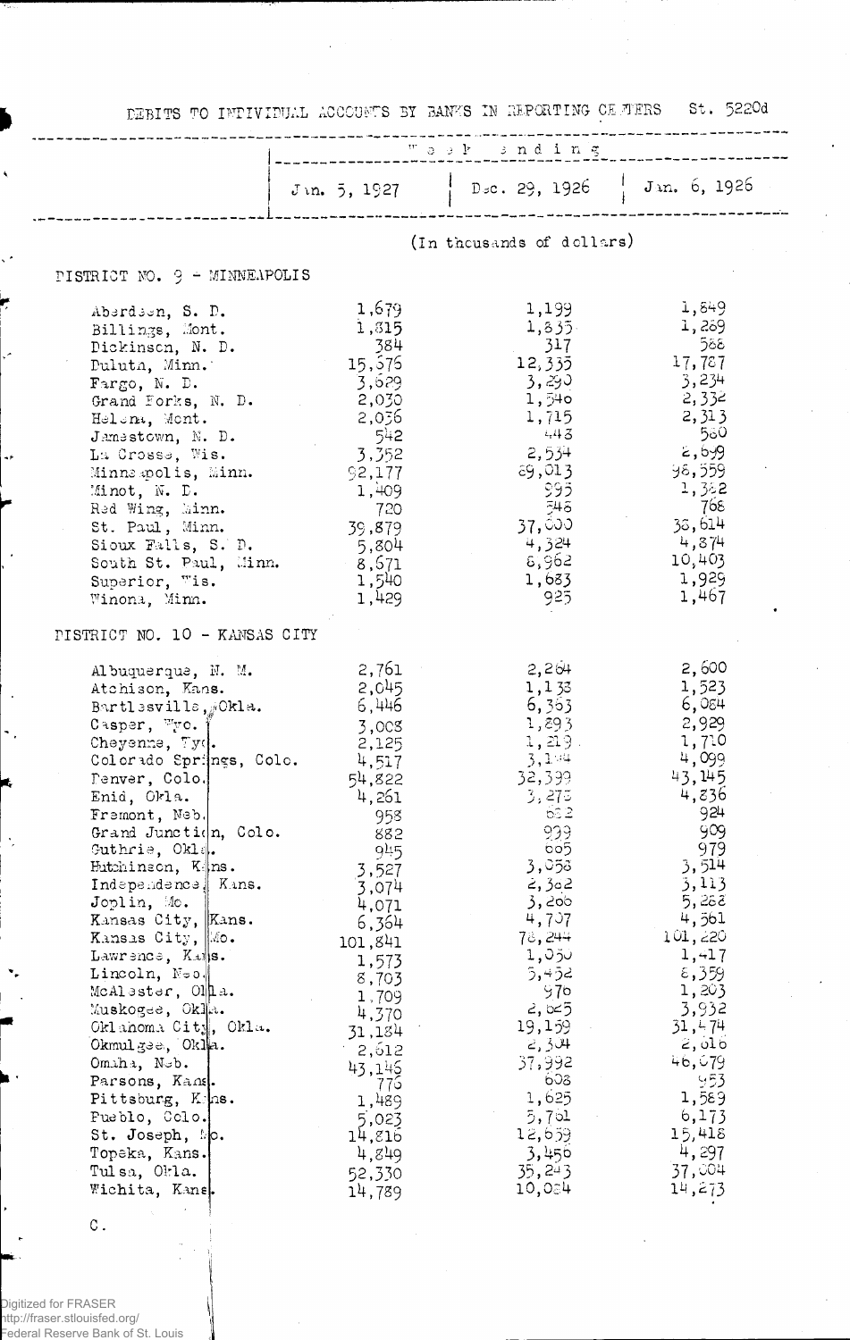DEBITS TO INDIVIDUAL ACCOUNTS BY BANKS IN REPORTING CENTERS St. 5220d

| | Week ending | | |
|---|---|---|---|
| | Jan. 5, 1927 | Dec. 29, 1926 | Jan. 6, 1926 |
| | (In thousands of dollars) | | |
| **DISTRICT NO. 9 - MINNEAPOLIS** | | | |
| Aberdeen, S. D. | 1,679 | 1,199 | 1,849 |
| Billings, Mont. | 1,815 | 1,835 | 1,269 |
| Dickinson, N. D. | 384 | 317 | 568 |
| Duluth, Minn. | 15,576 | 12,335 | 17,787 |
| Fargo, N. D. | 3,629 | 3,290 | 3,234 |
| Grand Forks, N. D. | 2,030 | 1,540 | 2,332 |
| Helena, Mont. | 2,036 | 1,715 | 2,313 |
| Jamestown, N. D. | 542 | 443 | 560 |
| La Crosse, Wis. | 3,352 | 2,534 | 2,699 |
| Minneapolis, Minn. | 92,177 | 89,013 | 98,559 |
| Minot, N. D. | 1,409 | 995 | 1,342 |
| Red Wing, Minn. | 720 | 548 | 768 |
| St. Paul, Minn. | 39,879 | 37,600 | 38,614 |
| Sioux Falls, S. D. | 5,804 | 4,324 | 4,874 |
| South St. Paul, Minn. | 8,671 | 8,962 | 10,403 |
| Superior, Wis. | 1,540 | 1,683 | 1,929 |
| Winona, Minn. | 1,429 | 925 | 1,467 |
| **DISTRICT NO. 10 - KANSAS CITY** | | | |
| Albuquerque, N. M. | 2,761 | 2,264 | 2,600 |
| Atchison, Kans. | 2,045 | 1,133 | 1,523 |
| Bartlesville, Okla. | 6,446 | 6,363 | 6,084 |
| Casper, Wyo. | 3,008 | 1,893 | 2,929 |
| Cheyenne, Wyo. | 2,125 | 1,219 | 1,710 |
| Colorado Springs, Colo. | 4,517 | 3,144 | 4,099 |
| Denver, Colo. | 54,822 | 32,399 | 43,145 |
| Enid, Okla. | 4,261 | 3,275 | 4,836 |
| Fremont, Neb. | 958 | 622 | 924 |
| Grand Junction, Colo. | 882 | 939 | 909 |
| Guthrie, Okla. | 945 | 605 | 979 |
| Hutchinson, Kans. | 3,527 | 3,058 | 3,514 |
| Independence, Kans. | 3,074 | 2,362 | 3,113 |
| Joplin, Mo. | 4,071 | 3,266 | 5,288 |
| Kansas City, Kans. | 6,364 | 4,707 | 4,561 |
| Kansas City, Mo. | 101,841 | 78,244 | 101,220 |
| Lawrence, Kans. | 1,573 | 1,050 | 1,417 |
| Lincoln, Neb. | 8,703 | 5,452 | 8,359 |
| McAlester, Okla. | 1,709 | 976 | 1,203 |
| Muskogee, Okla. | 4,370 | 2,625 | 3,932 |
| Oklahoma City, Okla. | 31,184 | 19,159 | 31,474 |
| Okmulgee, Okla. | 2,612 | 2,304 | 2,616 |
| Omaha, Neb. | 43,145 | 37,992 | 46,079 |
| Parsons, Kans. | 776 | 608 | 953 |
| Pittsburg, Kans. | 1,489 | 1,625 | 1,589 |
| Pueblo, Colo. | 5,023 | 5,761 | 6,173 |
| St. Joseph, Mo. | 14,816 | 12,659 | 15,418 |
| Topeka, Kans. | 4,849 | 3,456 | 4,297 |
| Tulsa, Okla. | 52,330 | 35,243 | 37,004 |
| Wichita, Kans. | 14,789 | 10,024 | 14,273 |

C.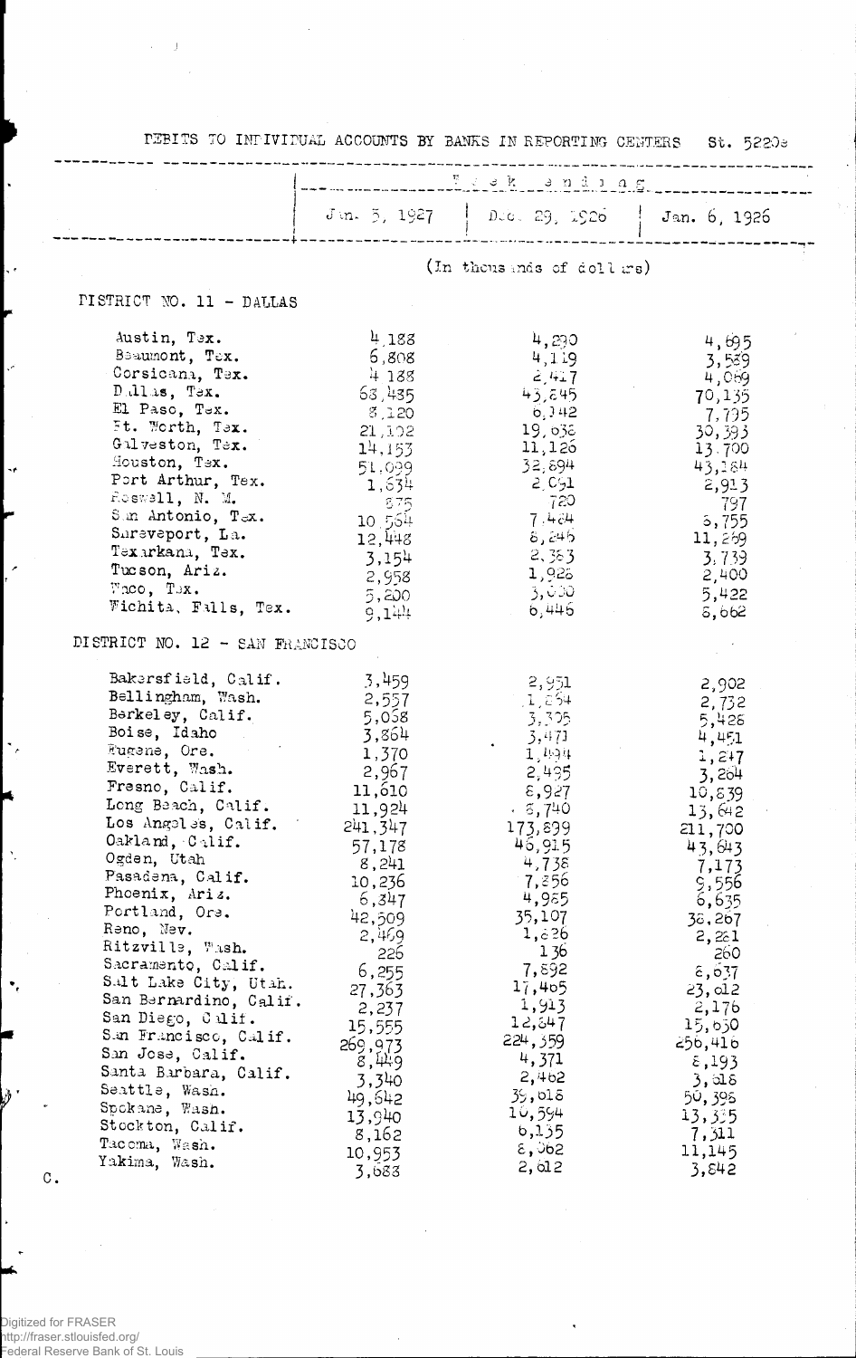DEBITS TO INDIVIDUAL ACCOUNTS BY BANKS IN REPORTING CENTERS St. 5220e

| | Week ending | | |
|---|---|---|---|
| | Jan. 5, 1927 | Dec. 29, 1926 | Jan. 6, 1926 |
| | (In thousands of dollars) | | |
| **DISTRICT NO. 11 - DALLAS** | | | |
| Austin, Tex. | 4,188 | 4,290 | 4,695 |
| Beaumont, Tex. | 6,808 | 4,119 | 3,589 |
| Corsicana, Tex. | 4,188 | 2,417 | 4,089 |
| Dallas, Tex. | 63,435 | 43,845 | 70,135 |
| El Paso, Tex. | 8,120 | 6,142 | 7,795 |
| Ft. Worth, Tex. | 21,102 | 19,038 | 30,393 |
| Galveston, Tex. | 14,153 | 11,126 | 13,700 |
| Houston, Tex. | 51,099 | 32,894 | 43,184 |
| Port Arthur, Tex. | 1,634 | 2,091 | 2,913 |
| Roswell, N. M. | 875 | 720 | 797 |
| San Antonio, Tex. | 10,564 | 7,484 | 6,755 |
| Shreveport, La. | 12,448 | 8,245 | 11,269 |
| Texarkana, Tex. | 3,154 | 2,383 | 3,739 |
| Tucson, Ariz. | 2,958 | 1,926 | 2,400 |
| Waco, Tex. | 5,200 | 3,030 | 5,422 |
| Wichita Falls, Tex. | 9,144 | 6,446 | 8,662 |
| **DISTRICT NO. 12 - SAN FRANCISCO** | | | |
| Bakersfield, Calif. | 3,459 | 2,951 | 2,902 |
| Bellingham, Wash. | 2,557 | 1,854 | 2,732 |
| Berkeley, Calif. | 5,068 | 3,305 | 5,426 |
| Boise, Idaho | 3,864 | 3,471 | 4,451 |
| Eugene, Ore. | 1,370 | 1,494 | 1,247 |
| Everett, Wash. | 2,967 | 2,435 | 3,264 |
| Fresno, Calif. | 11,610 | 8,927 | 10,839 |
| Long Beach, Calif. | 11,924 | 8,740 | 13,642 |
| Los Angeles, Calif. | 241,347 | 173,899 | 211,700 |
| Oakland, Calif. | 57,178 | 46,915 | 43,643 |
| Ogden, Utah | 8,241 | 4,738 | 7,173 |
| Pasadena, Calif. | 10,236 | 7,856 | 9,556 |
| Phoenix, Ariz. | 6,347 | 4,965 | 6,635 |
| Portland, Ore. | 42,509 | 35,107 | 38,267 |
| Reno, Nev. | 2,469 | 1,826 | 2,281 |
| Ritzville, Wash. | 226 | 136 | 260 |
| Sacramento, Calif. | 6,255 | 7,892 | 8,637 |
| Salt Lake City, Utah. | 27,363 | 17,465 | 23,012 |
| San Bernardino, Calif. | 2,237 | 1,913 | 2,176 |
| San Diego, Calif. | 15,555 | 12,847 | 15,650 |
| San Francisco, Calif. | 269,973 | 224,359 | 256,416 |
| San Jose, Calif. | 8,449 | 4,371 | 8,193 |
| Santa Barbara, Calif. | 3,340 | 2,462 | 3,018 |
| Seattle, Wash. | 49,642 | 39,018 | 50,398 |
| Spokane, Wash. | 13,940 | 10,594 | 13,335 |
| Stockton, Calif. | 8,162 | 6,135 | 7,311 |
| Tacoma, Wash. | 10,953 | 8,062 | 11,145 |
| Yakima, Wash. | 3,683 | 2,812 | 3,842 |

C.